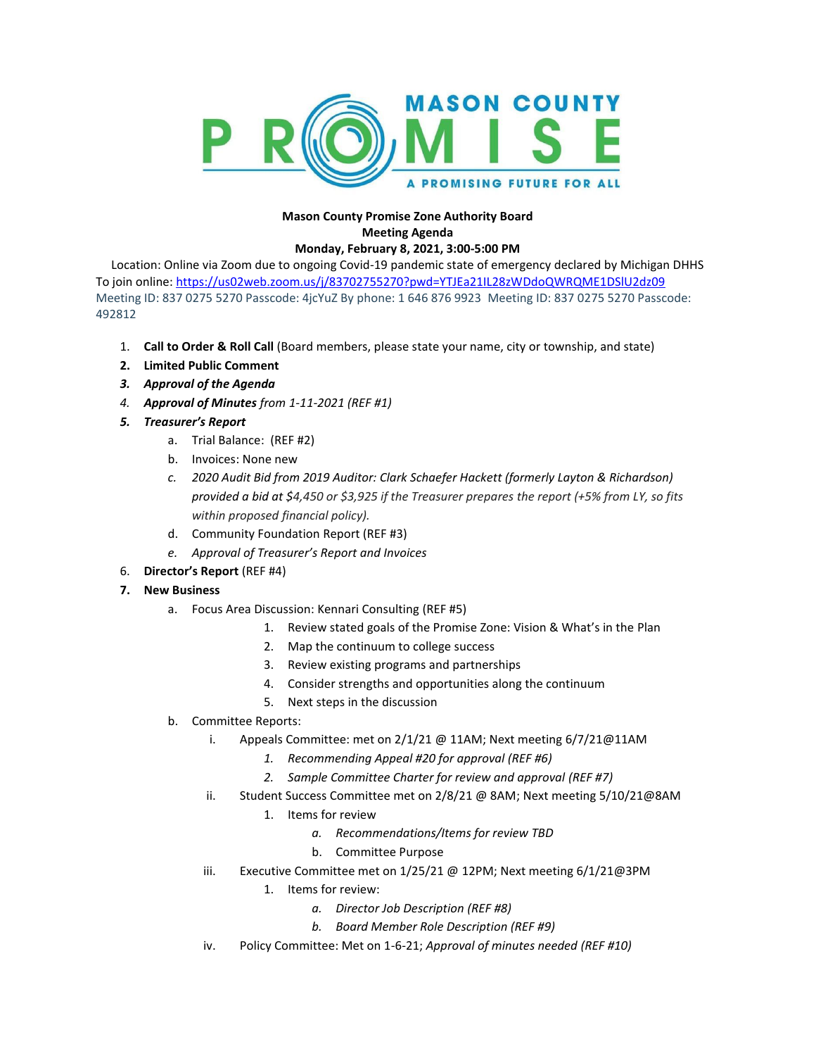MASON COUNTY PROMISE — A PROMISING FUTURE FOR ALL

**Mason County Promise Zone Authority Board**
**Meeting Agenda**
**Monday, February 8, 2021, 3:00-5:00 PM**

Location: Online via Zoom due to ongoing Covid-19 pandemic state of emergency declared by Michigan DHHS
To join online: https://us02web.zoom.us/j/83702755270?pwd=YTJEa21IL28zWDdoQWRQME1DSlU2dz09
Meeting ID: 837 0275 5270 Passcode: 4jcYuZ By phone: 1 646 876 9923 Meeting ID: 837 0275 5270 Passcode: 492812

1. **Call to Order & Roll Call** (Board members, please state your name, city or township, and state)
2. **Limited Public Comment**
3. ***Approval of the Agenda***
4. ***Approval of Minutes*** *from 1-11-2021 (REF #1)*
5. ***Treasurer's Report***
   a. Trial Balance: (REF #2)
   b. Invoices: None new
   c. *2020 Audit Bid from 2019 Auditor: Clark Schaefer Hackett (formerly Layton & Richardson) provided a bid at $4,450 or $3,925 if the Treasurer prepares the report (+5% from LY, so fits within proposed financial policy).*
   d. Community Foundation Report (REF #3)
   e. *Approval of Treasurer's Report and Invoices*
6. **Director's Report** (REF #4)
7. **New Business**
   a. Focus Area Discussion: Kennari Consulting (REF #5)
      1. Review stated goals of the Promise Zone: Vision & What's in the Plan
      2. Map the continuum to college success
      3. Review existing programs and partnerships
      4. Consider strengths and opportunities along the continuum
      5. Next steps in the discussion
   b. Committee Reports:
      i. Appeals Committee: met on 2/1/21 @ 11AM; Next meeting 6/7/21@11AM
         1. *Recommending Appeal #20 for approval (REF #6)*
         2. *Sample Committee Charter for review and approval (REF #7)*
      ii. Student Success Committee met on 2/8/21 @ 8AM; Next meeting 5/10/21@8AM
         1. Items for review
            a. *Recommendations/Items for review TBD*
            b. Committee Purpose
      iii. Executive Committee met on 1/25/21 @ 12PM; Next meeting 6/1/21@3PM
         1. Items for review:
            a. *Director Job Description (REF #8)*
            b. *Board Member Role Description (REF #9)*
      iv. Policy Committee: Met on 1-6-21; *Approval of minutes needed (REF #10)*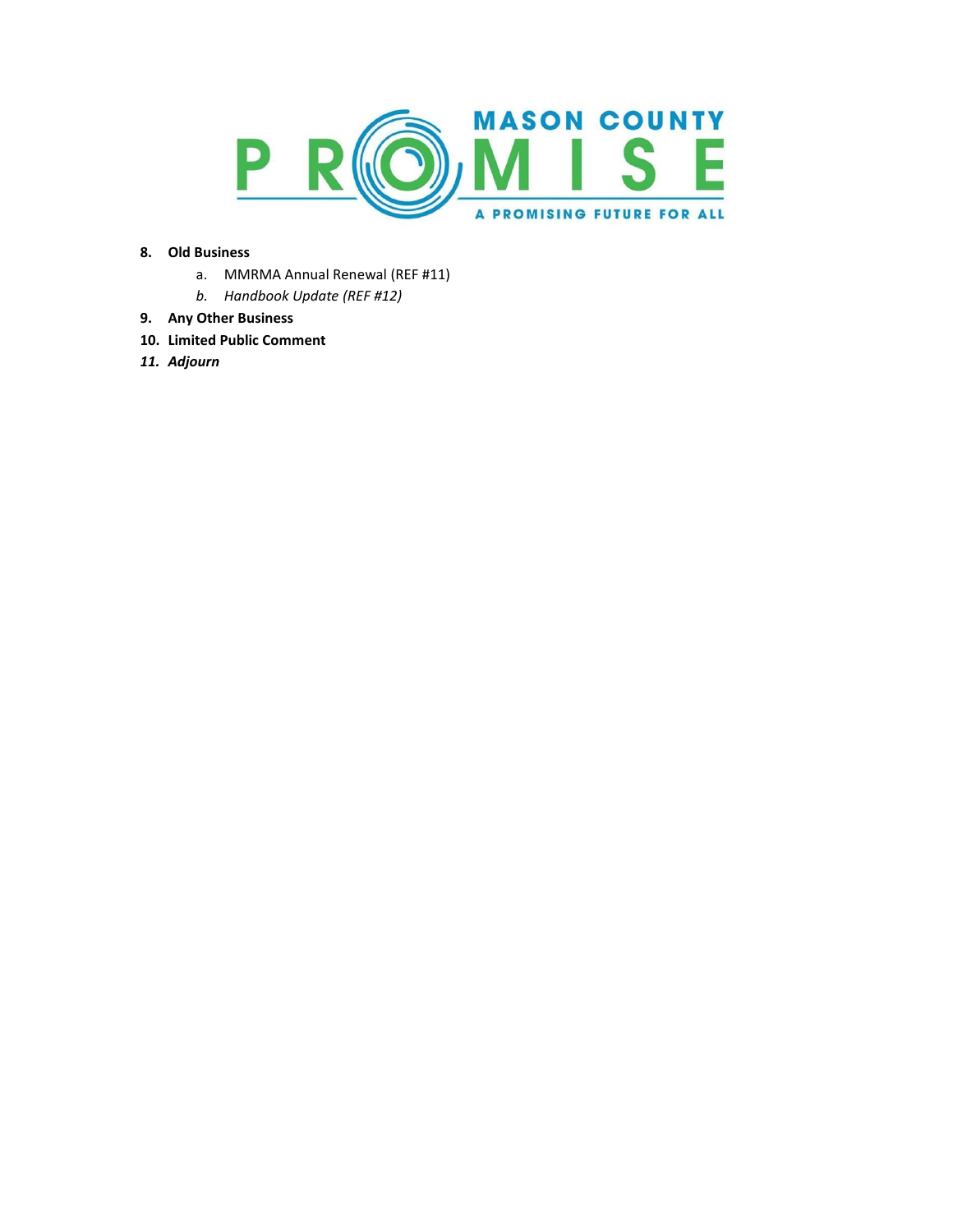8. **Old Business**
    a. MMRMA Annual Renewal (REF #11)
    b. *Handbook Update (REF #12)*
9. **Any Other Business**
10. **Limited Public Comment**
11. ***Adjourn***